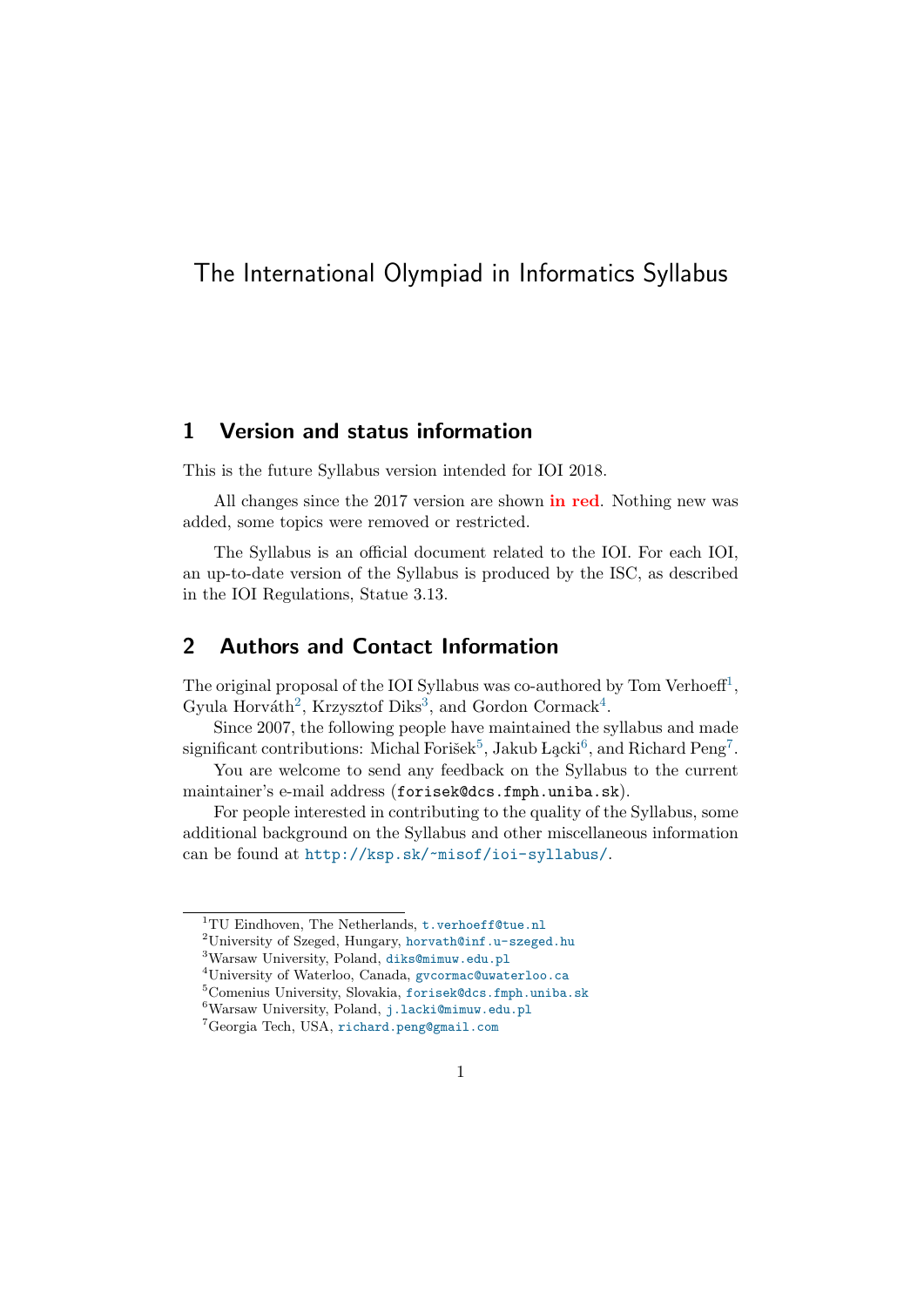# The International Olympiad in Informatics Syllabus

## 1 Version and status information

This is the future Syllabus version intended for IOI 2018.

All changes since the 2017 version are shown **in red**. Nothing new was added, some topics were removed or restricted.

The Syllabus is an official document related to the IOI. For each IOI, an up-to-date version of the Syllabus is produced by the ISC, as described in the IOI Regulations, Statue 3.13.

## 2 Authors and Contact Information

The original proposal of the IOI Syllabus was co-authored by Tom Verhoeff[1], Gyula Horváth[2], Krzysztof Diks[3], and Gordon Cormack[4].

Since 2007, the following people have maintained the syllabus and made significant contributions: Michal Forišek[5], Jakub Łącki[6], and Richard Peng[7].

You are welcome to send any feedback on the Syllabus to the current maintainer's e-mail address (forisek@dcs.fmph.uniba.sk).

For people interested in contributing to the quality of the Syllabus, some additional background on the Syllabus and other miscellaneous information can be found at http://ksp.sk/~misof/ioi-syllabus/.

---

[1] TU Eindhoven, The Netherlands, t.verhoeff@tue.nl

[2] University of Szeged, Hungary, horvath@inf.u-szeged.hu

[3] Warsaw University, Poland, diks@mimuw.edu.pl

[4] University of Waterloo, Canada, gvcormac@uwaterloo.ca

[5] Comenius University, Slovakia, forisek@dcs.fmph.uniba.sk

[6] Warsaw University, Poland, j.lacki@mimuw.edu.pl

[7] Georgia Tech, USA, richard.peng@gmail.com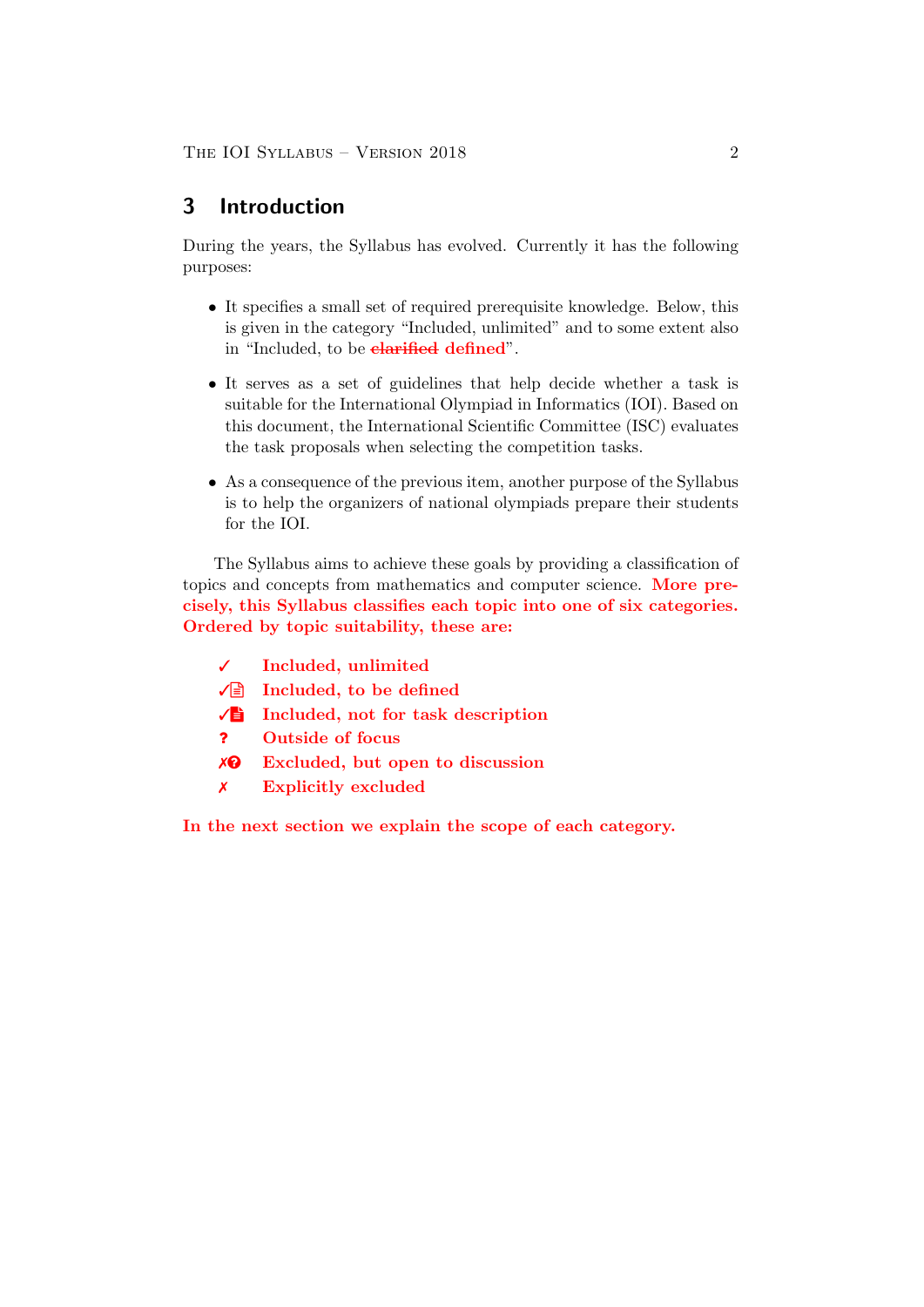## 3 Introduction

During the years, the Syllabus has evolved. Currently it has the following purposes:

- It specifies a small set of required prerequisite knowledge. Below, this is given in the category "Included, unlimited" and to some extent also in "Included, to be ~~clarified~~ **defined**".
- It serves as a set of guidelines that help decide whether a task is suitable for the International Olympiad in Informatics (IOI). Based on this document, the International Scientific Committee (ISC) evaluates the task proposals when selecting the competition tasks.
- As a consequence of the previous item, another purpose of the Syllabus is to help the organizers of national olympiads prepare their students for the IOI.

The Syllabus aims to achieve these goals by providing a classification of topics and concepts from mathematics and computer science. **More precisely, this Syllabus classifies each topic into one of six categories. Ordered by topic suitability, these are:**

- ✓ **Included, unlimited**
- ✓🗎 **Included, to be defined**
- ✓🗎 **Included, not for task description**
- ? **Outside of focus**
- ✗? **Excluded, but open to discussion**
- ✗ **Explicitly excluded**

**In the next section we explain the scope of each category.**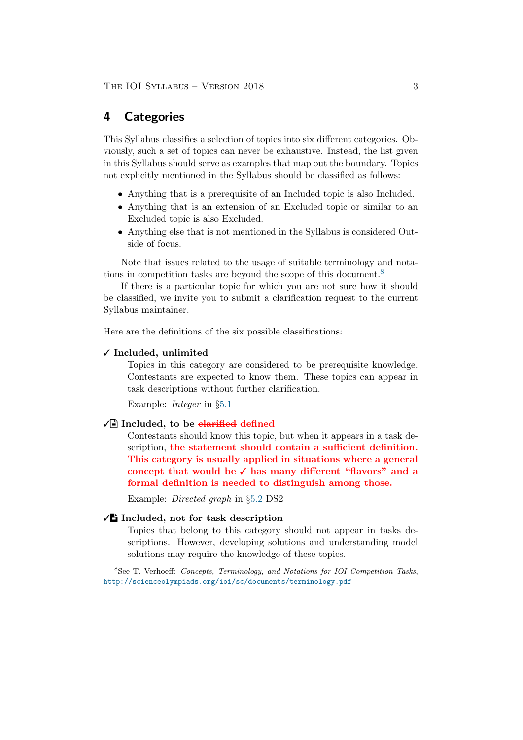## 4 Categories

This Syllabus classifies a selection of topics into six different categories. Obviously, such a set of topics can never be exhaustive. Instead, the list given in this Syllabus should serve as examples that map out the boundary. Topics not explicitly mentioned in the Syllabus should be classified as follows:

- Anything that is a prerequisite of an Included topic is also Included.
- Anything that is an extension of an Excluded topic or similar to an Excluded topic is also Excluded.
- Anything else that is not mentioned in the Syllabus is considered Outside of focus.

Note that issues related to the usage of suitable terminology and notations in competition tasks are beyond the scope of this document.[8]

If there is a particular topic for which you are not sure how it should be classified, we invite you to submit a clarification request to the current Syllabus maintainer.

Here are the definitions of the six possible classifications:

**✓ Included, unlimited**

Topics in this category are considered to be prerequisite knowledge. Contestants are expected to know them. These topics can appear in task descriptions without further clarification.

Example: *Integer* in §5.1

**✓🗎 Included, to be ~~clarified~~ defined**

Contestants should know this topic, but when it appears in a task description, **the statement should contain a sufficient definition. This category is usually applied in situations where a general concept that would be ✓ has many different “flavors” and a formal definition is needed to distinguish among those.**

Example: *Directed graph* in §5.2 DS2

**✓🗎 Included, not for task description**

Topics that belong to this category should not appear in tasks descriptions. However, developing solutions and understanding model solutions may require the knowledge of these topics.

[8] See T. Verhoeff: *Concepts, Terminology, and Notations for IOI Competition Tasks*, http://scienceolympiads.org/ioi/sc/documents/terminology.pdf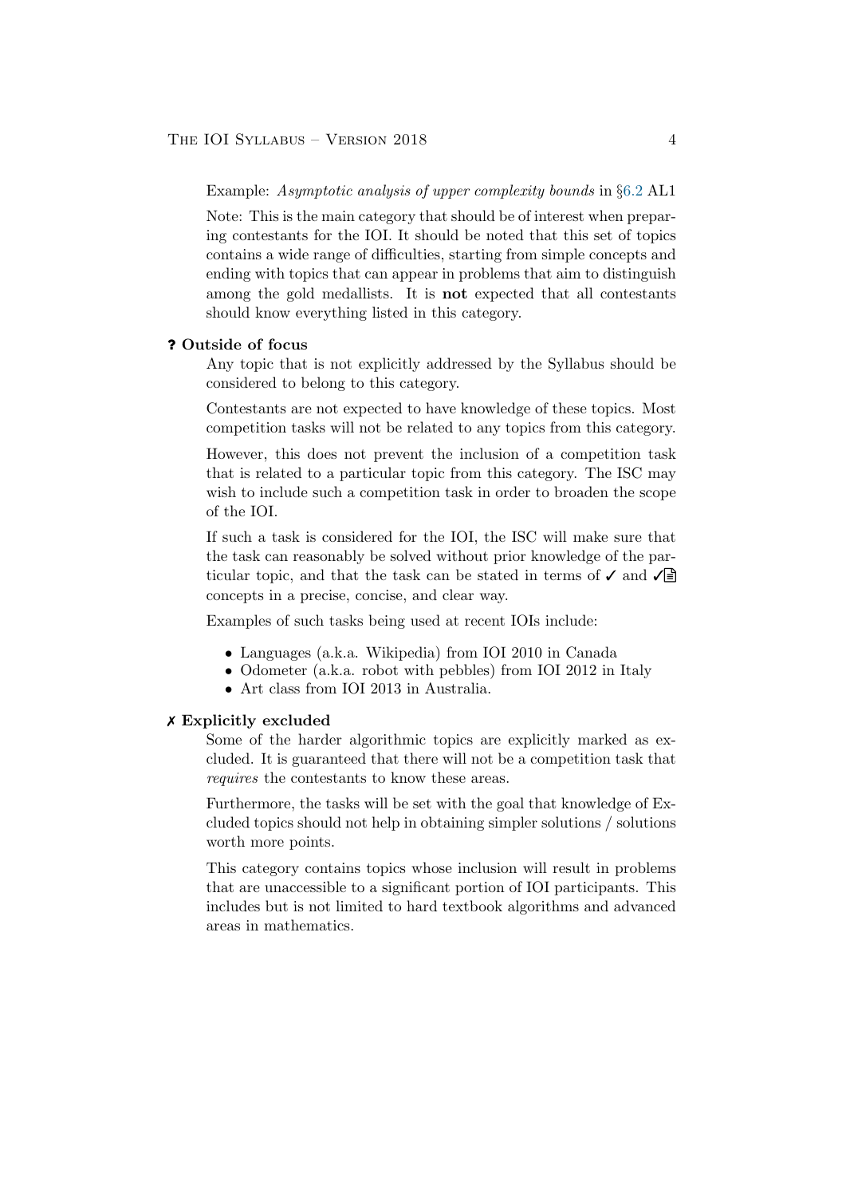Example: *Asymptotic analysis of upper complexity bounds* in §6.2 AL1

Note: This is the main category that should be of interest when preparing contestants for the IOI. It should be noted that this set of topics contains a wide range of difficulties, starting from simple concepts and ending with topics that can appear in problems that aim to distinguish among the gold medallists. It is **not** expected that all contestants should know everything listed in this category.

**? Outside of focus**

Any topic that is not explicitly addressed by the Syllabus should be considered to belong to this category.

Contestants are not expected to have knowledge of these topics. Most competition tasks will not be related to any topics from this category.

However, this does not prevent the inclusion of a competition task that is related to a particular topic from this category. The ISC may wish to include such a competition task in order to broaden the scope of the IOI.

If such a task is considered for the IOI, the ISC will make sure that the task can reasonably be solved without prior knowledge of the particular topic, and that the task can be stated in terms of ✓ and ✓📄 concepts in a precise, concise, and clear way.

Examples of such tasks being used at recent IOIs include:

- Languages (a.k.a. Wikipedia) from IOI 2010 in Canada
- Odometer (a.k.a. robot with pebbles) from IOI 2012 in Italy
- Art class from IOI 2013 in Australia.

**✗ Explicitly excluded**

Some of the harder algorithmic topics are explicitly marked as excluded. It is guaranteed that there will not be a competition task that *requires* the contestants to know these areas.

Furthermore, the tasks will be set with the goal that knowledge of Excluded topics should not help in obtaining simpler solutions / solutions worth more points.

This category contains topics whose inclusion will result in problems that are unaccessible to a significant portion of IOI participants. This includes but is not limited to hard textbook algorithms and advanced areas in mathematics.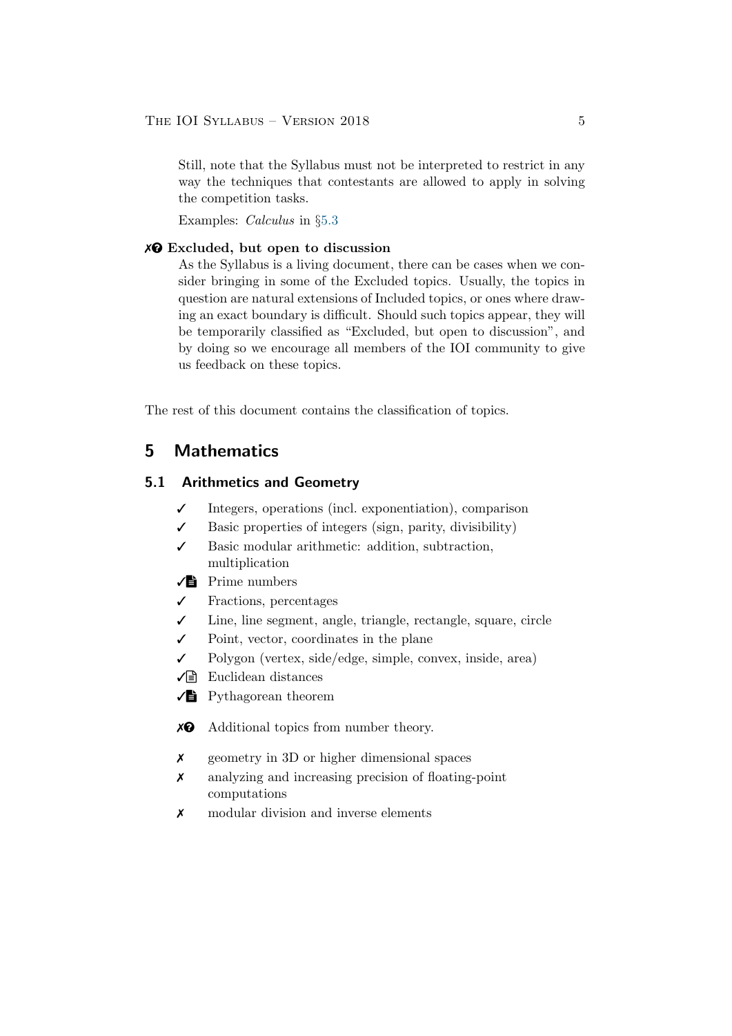Still, note that the Syllabus must not be interpreted to restrict in any way the techniques that contestants are allowed to apply in solving the competition tasks.

Examples: *Calculus* in §5.3

**✗❓ Excluded, but open to discussion**

As the Syllabus is a living document, there can be cases when we consider bringing in some of the Excluded topics. Usually, the topics in question are natural extensions of Included topics, or ones where drawing an exact boundary is difficult. Should such topics appear, they will be temporarily classified as "Excluded, but open to discussion", and by doing so we encourage all members of the IOI community to give us feedback on these topics.

The rest of this document contains the classification of topics.

# 5 Mathematics

## 5.1 Arithmetics and Geometry

- ✓ Integers, operations (incl. exponentiation), comparison
- ✓ Basic properties of integers (sign, parity, divisibility)
- ✓ Basic modular arithmetic: addition, subtraction, multiplication
- ✓📄 Prime numbers
- ✓ Fractions, percentages
- ✓ Line, line segment, angle, triangle, rectangle, square, circle
- ✓ Point, vector, coordinates in the plane
- ✓ Polygon (vertex, side/edge, simple, convex, inside, area)
- ✓📄 Euclidean distances
- ✓📄 Pythagorean theorem

- ✗❓ Additional topics from number theory.

- ✗ geometry in 3D or higher dimensional spaces
- ✗ analyzing and increasing precision of floating-point computations
- ✗ modular division and inverse elements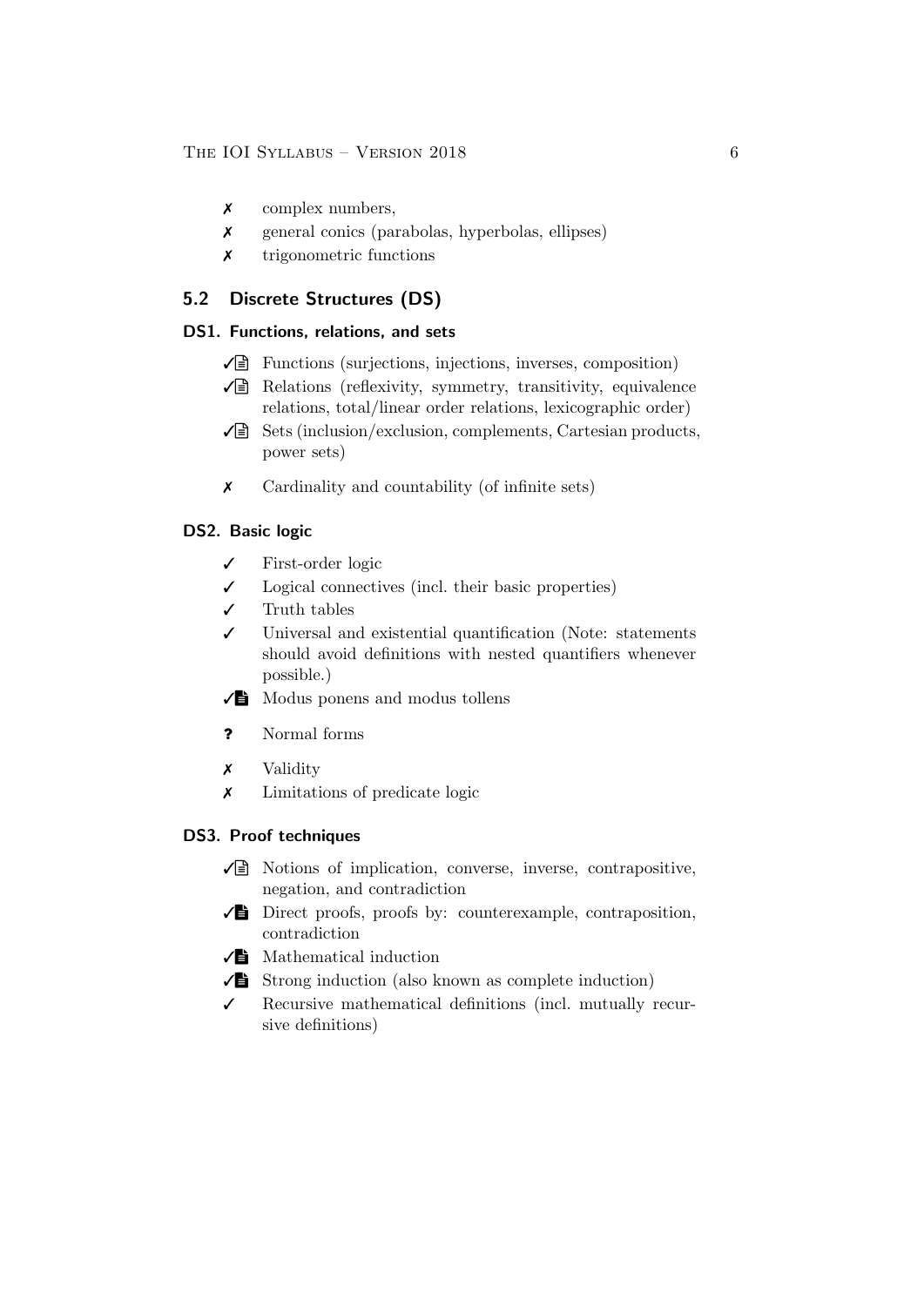- ✗ complex numbers,
- ✗ general conics (parabolas, hyperbolas, ellipses)
- ✗ trigonometric functions

## 5.2 Discrete Structures (DS)

### DS1. Functions, relations, and sets

- ✓📄 Functions (surjections, injections, inverses, composition)
- ✓📄 Relations (reflexivity, symmetry, transitivity, equivalence relations, total/linear order relations, lexicographic order)
- ✓📄 Sets (inclusion/exclusion, complements, Cartesian products, power sets)
- ✗ Cardinality and countability (of infinite sets)

### DS2. Basic logic

- ✓ First-order logic
- ✓ Logical connectives (incl. their basic properties)
- ✓ Truth tables
- ✓ Universal and existential quantification (Note: statements should avoid definitions with nested quantifiers whenever possible.)
- ✓📄 Modus ponens and modus tollens
- ? Normal forms
- ✗ Validity
- ✗ Limitations of predicate logic

### DS3. Proof techniques

- ✓📄 Notions of implication, converse, inverse, contrapositive, negation, and contradiction
- ✓📄 Direct proofs, proofs by: counterexample, contraposition, contradiction
- ✓📄 Mathematical induction
- ✓📄 Strong induction (also known as complete induction)
- ✓ Recursive mathematical definitions (incl. mutually recursive definitions)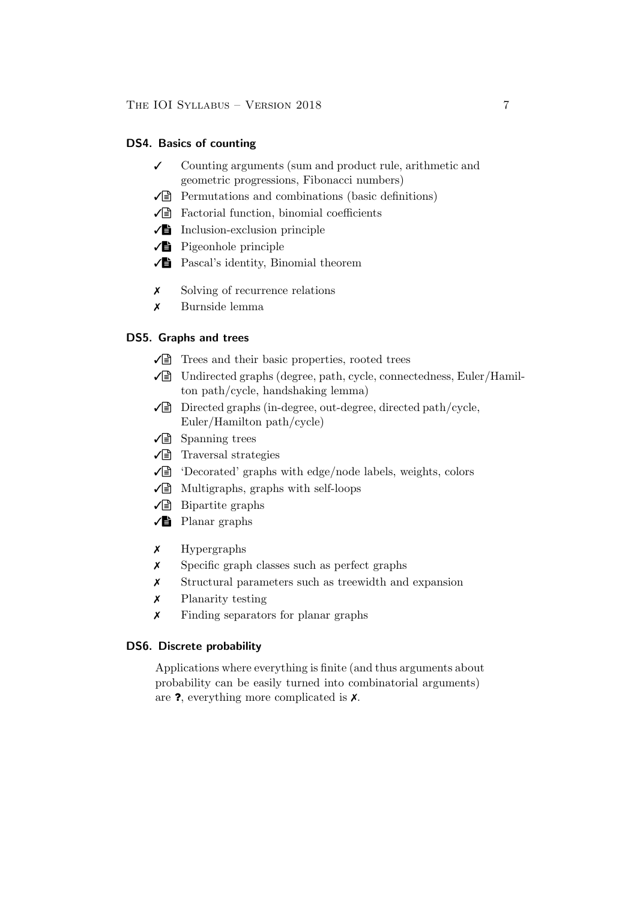### DS4. Basics of counting

- ✓ Counting arguments (sum and product rule, arithmetic and geometric progressions, Fibonacci numbers)
- ✓🗎 Permutations and combinations (basic definitions)
- ✓🗎 Factorial function, binomial coefficients
- ✓🗎 Inclusion-exclusion principle
- ✓🗎 Pigeonhole principle
- ✓🗎 Pascal's identity, Binomial theorem

- ✗ Solving of recurrence relations
- ✗ Burnside lemma

### DS5. Graphs and trees

- ✓🗎 Trees and their basic properties, rooted trees
- ✓🗎 Undirected graphs (degree, path, cycle, connectedness, Euler/Hamilton path/cycle, handshaking lemma)
- ✓🗎 Directed graphs (in-degree, out-degree, directed path/cycle, Euler/Hamilton path/cycle)
- ✓🗎 Spanning trees
- ✓🗎 Traversal strategies
- ✓🗎 'Decorated' graphs with edge/node labels, weights, colors
- ✓🗎 Multigraphs, graphs with self-loops
- ✓🗎 Bipartite graphs
- ✓🗎 Planar graphs

- ✗ Hypergraphs
- ✗ Specific graph classes such as perfect graphs
- ✗ Structural parameters such as treewidth and expansion
- ✗ Planarity testing
- ✗ Finding separators for planar graphs

### DS6. Discrete probability

Applications where everything is finite (and thus arguments about probability can be easily turned into combinatorial arguments) are **?**, everything more complicated is ✗.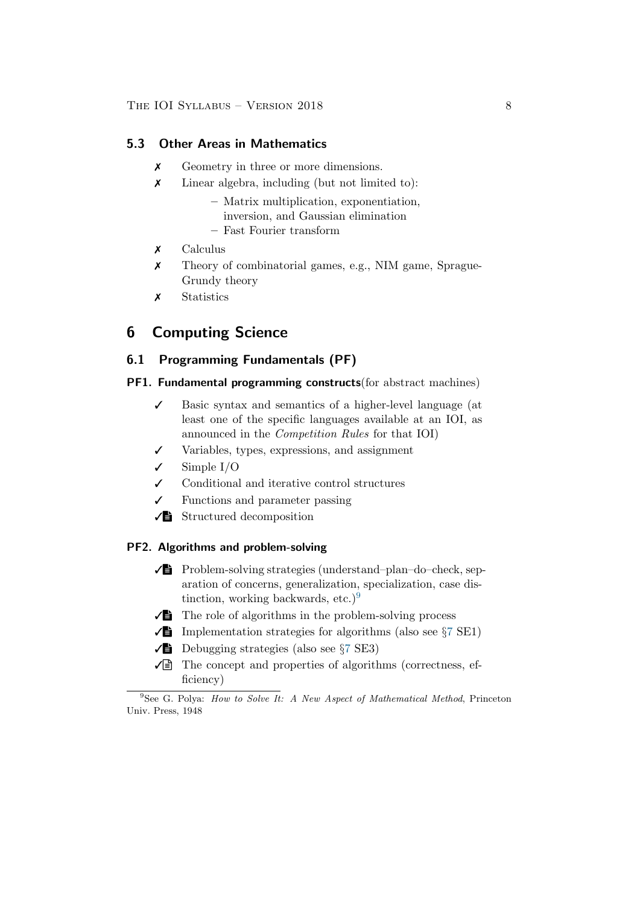### 5.3 Other Areas in Mathematics

- ✗ Geometry in three or more dimensions.
- ✗ Linear algebra, including (but not limited to):
  - Matrix multiplication, exponentiation, inversion, and Gaussian elimination
  - Fast Fourier transform
- ✗ Calculus
- ✗ Theory of combinatorial games, e.g., NIM game, Sprague-Grundy theory
- ✗ Statistics

# 6 Computing Science

## 6.1 Programming Fundamentals (PF)

**PF1. Fundamental programming constructs**(for abstract machines)

- ✓ Basic syntax and semantics of a higher-level language (at least one of the specific languages available at an IOI, as announced in the *Competition Rules* for that IOI)
- ✓ Variables, types, expressions, and assignment
- ✓ Simple I/O
- ✓ Conditional and iterative control structures
- ✓ Functions and parameter passing
- ✓🗎 Structured decomposition

**PF2. Algorithms and problem-solving**

- ✓🗎 Problem-solving strategies (understand–plan–do–check, separation of concerns, generalization, specialization, case distinction, working backwards, etc.)[9]
- ✓🗎 The role of algorithms in the problem-solving process
- ✓🗎 Implementation strategies for algorithms (also see §7 SE1)
- ✓🗎 Debugging strategies (also see §7 SE3)
- ✓🗎 The concept and properties of algorithms (correctness, efficiency)

[9] See G. Polya: *How to Solve It: A New Aspect of Mathematical Method*, Princeton Univ. Press, 1948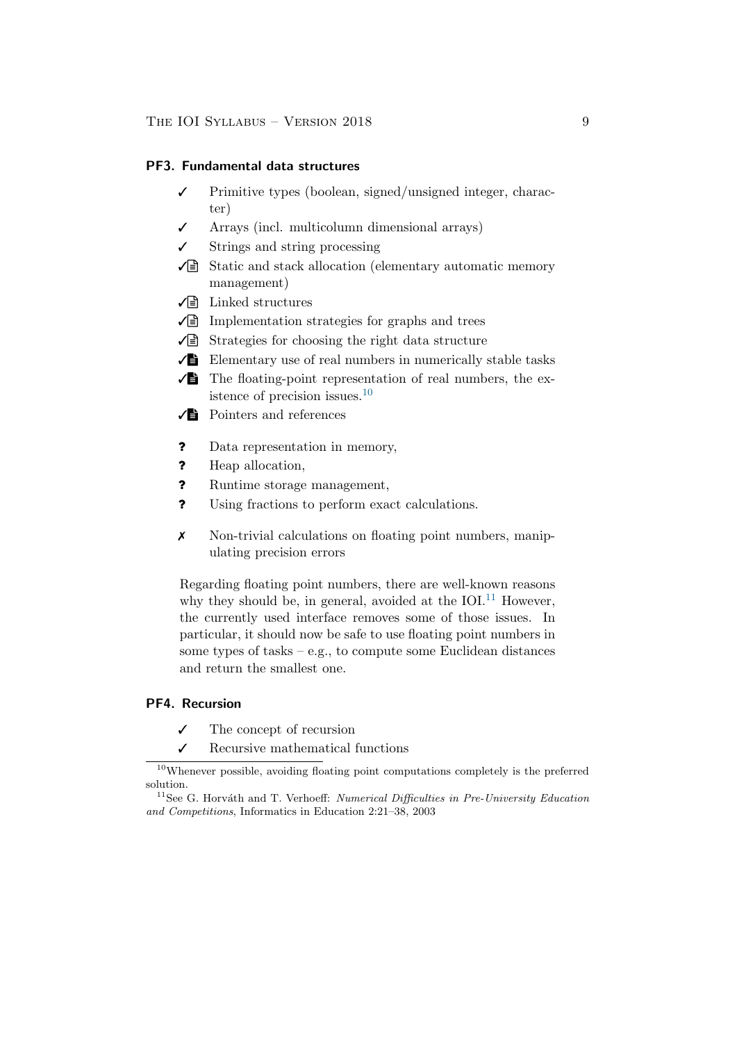#### PF3. Fundamental data structures

- ✓ Primitive types (boolean, signed/unsigned integer, character)
- ✓ Arrays (incl. multicolumn dimensional arrays)
- ✓ Strings and string processing
- ✓📄 Static and stack allocation (elementary automatic memory management)
- ✓📄 Linked structures
- ✓📄 Implementation strategies for graphs and trees
- ✓📄 Strategies for choosing the right data structure
- ✓📄 Elementary use of real numbers in numerically stable tasks
- ✓📄 The floating-point representation of real numbers, the existence of precision issues.[10]
- ✓📄 Pointers and references

- ? Data representation in memory,
- ? Heap allocation,
- ? Runtime storage management,
- ? Using fractions to perform exact calculations.

- ✗ Non-trivial calculations on floating point numbers, manipulating precision errors

Regarding floating point numbers, there are well-known reasons why they should be, in general, avoided at the IOI.[11] However, the currently used interface removes some of those issues. In particular, it should now be safe to use floating point numbers in some types of tasks – e.g., to compute some Euclidean distances and return the smallest one.

#### PF4. Recursion

- ✓ The concept of recursion
- ✓ Recursive mathematical functions

[10] Whenever possible, avoiding floating point computations completely is the preferred solution.

[11] See G. Horváth and T. Verhoeff: *Numerical Difficulties in Pre-University Education and Competitions*, Informatics in Education 2:21–38, 2003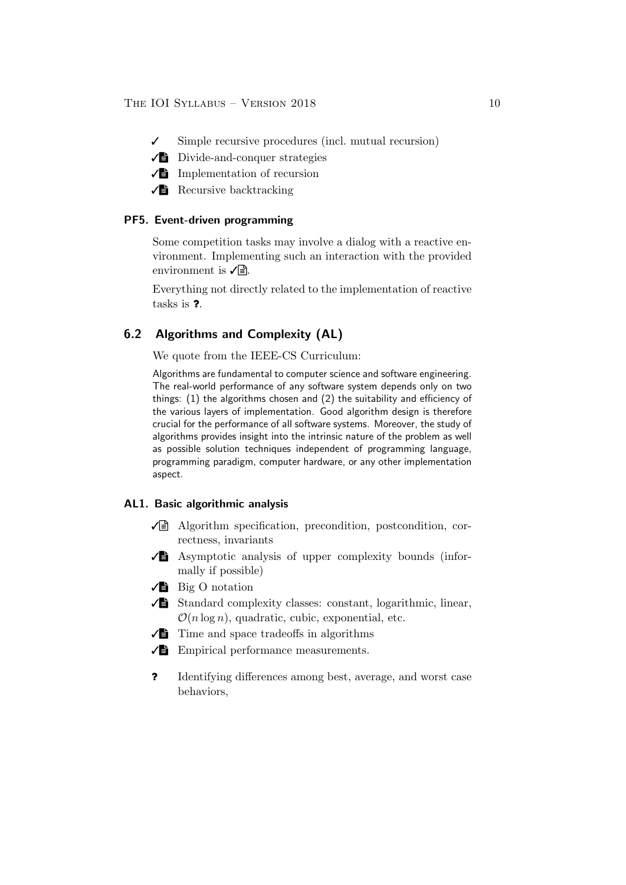- ✓ Simple recursive procedures (incl. mutual recursion)
- ✓🗎 Divide-and-conquer strategies
- ✓🗎 Implementation of recursion
- ✓🗎 Recursive backtracking

### PF5. Event-driven programming

Some competition tasks may involve a dialog with a reactive environment. Implementing such an interaction with the provided environment is ✓🗎.

Everything not directly related to the implementation of reactive tasks is **?**.

## 6.2 Algorithms and Complexity (AL)

We quote from the IEEE-CS Curriculum:

Algorithms are fundamental to computer science and software engineering. The real-world performance of any software system depends only on two things: (1) the algorithms chosen and (2) the suitability and efficiency of the various layers of implementation. Good algorithm design is therefore crucial for the performance of all software systems. Moreover, the study of algorithms provides insight into the intrinsic nature of the problem as well as possible solution techniques independent of programming language, programming paradigm, computer hardware, or any other implementation aspect.

### AL1. Basic algorithmic analysis

- ✓🗎 Algorithm specification, precondition, postcondition, correctness, invariants
- ✓🗎 Asymptotic analysis of upper complexity bounds (informally if possible)
- ✓🗎 Big O notation
- ✓🗎 Standard complexity classes: constant, logarithmic, linear, $\mathcal{O}(n \log n)$, quadratic, cubic, exponential, etc.
- ✓🗎 Time and space tradeoffs in algorithms
- ✓🗎 Empirical performance measurements.

- **?** Identifying differences among best, average, and worst case behaviors,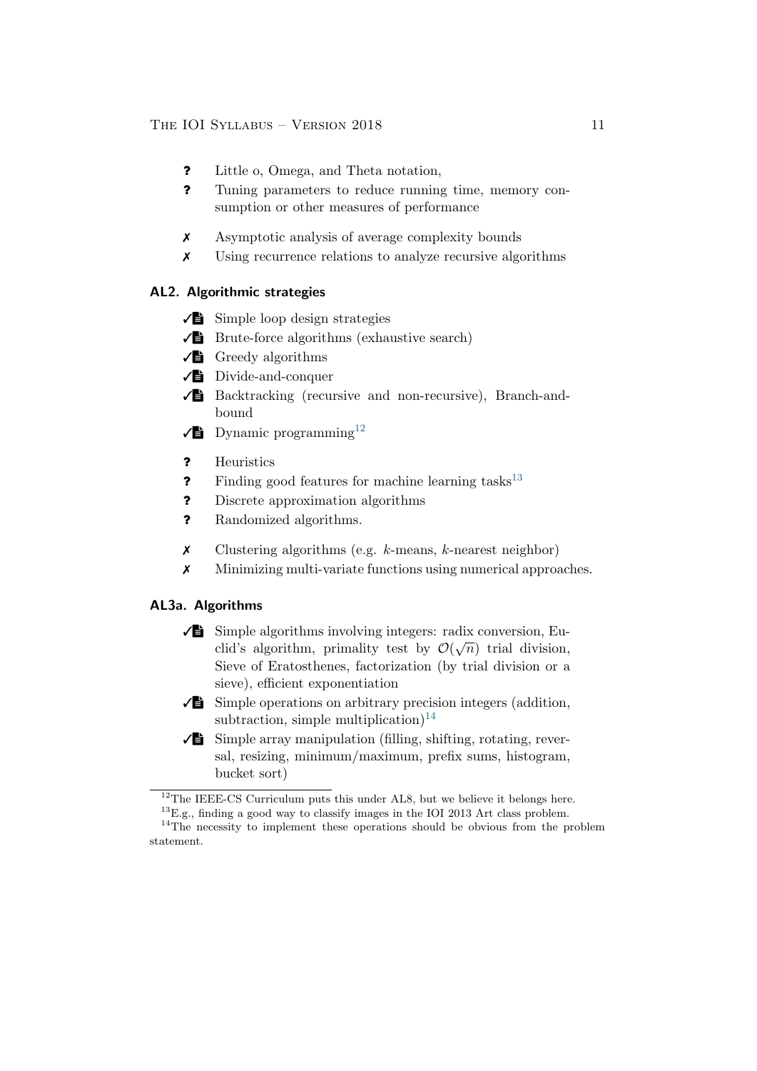- ? Little o, Omega, and Theta notation,
- ? Tuning parameters to reduce running time, memory consumption or other measures of performance

- ✗ Asymptotic analysis of average complexity bounds
- ✗ Using recurrence relations to analyze recursive algorithms

## AL2. Algorithmic strategies

- ✓📄 Simple loop design strategies
- ✓📄 Brute-force algorithms (exhaustive search)
- ✓📄 Greedy algorithms
- ✓📄 Divide-and-conquer
- ✓📄 Backtracking (recursive and non-recursive), Branch-and-bound
- ✓📄 Dynamic programming[12]

- ? Heuristics
- ? Finding good features for machine learning tasks[13]
- ? Discrete approximation algorithms
- ? Randomized algorithms.

- ✗ Clustering algorithms (e.g. $k$-means, $k$-nearest neighbor)
- ✗ Minimizing multi-variate functions using numerical approaches.

## AL3a. Algorithms

- ✓📄 Simple algorithms involving integers: radix conversion, Euclid's algorithm, primality test by $\mathcal{O}(\sqrt{n})$ trial division, Sieve of Eratosthenes, factorization (by trial division or a sieve), efficient exponentiation
- ✓📄 Simple operations on arbitrary precision integers (addition, subtraction, simple multiplication)[14]
- ✓📄 Simple array manipulation (filling, shifting, rotating, reversal, resizing, minimum/maximum, prefix sums, histogram, bucket sort)

---

[12] The IEEE-CS Curriculum puts this under AL8, but we believe it belongs here.

[13] E.g., finding a good way to classify images in the IOI 2013 Art class problem.

[14] The necessity to implement these operations should be obvious from the problem statement.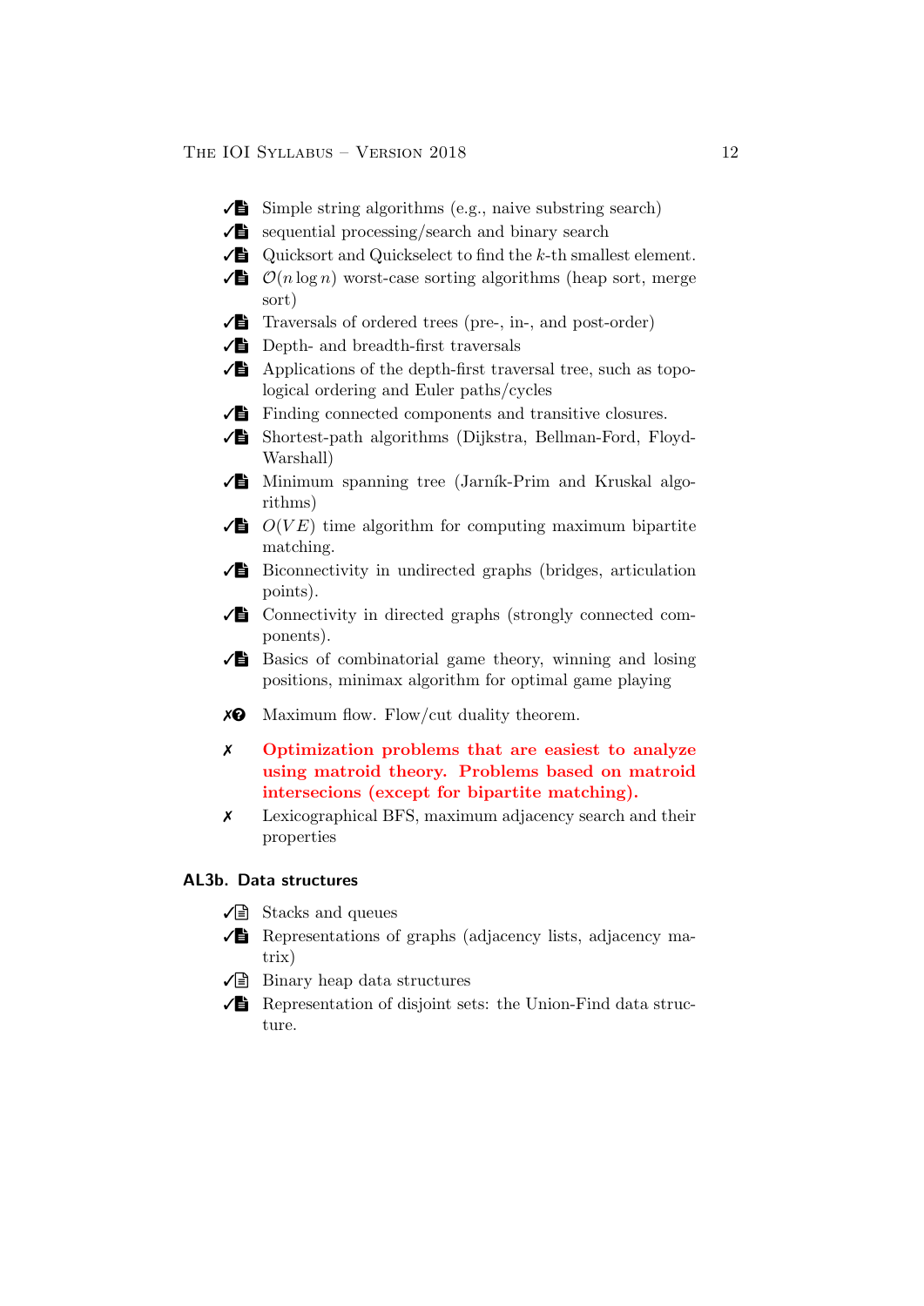- ✓📄 Simple string algorithms (e.g., naive substring search)
- ✓📄 sequential processing/search and binary search
- ✓📄 Quicksort and Quickselect to find the $k$-th smallest element.
- ✓📄 $\mathcal{O}(n \log n)$ worst-case sorting algorithms (heap sort, merge sort)
- ✓📄 Traversals of ordered trees (pre-, in-, and post-order)
- ✓📄 Depth- and breadth-first traversals
- ✓📄 Applications of the depth-first traversal tree, such as topological ordering and Euler paths/cycles
- ✓📄 Finding connected components and transitive closures.
- ✓📄 Shortest-path algorithms (Dijkstra, Bellman-Ford, Floyd-Warshall)
- ✓📄 Minimum spanning tree (Jarník-Prim and Kruskal algorithms)
- ✓📄 $O(VE)$ time algorithm for computing maximum bipartite matching.
- ✓📄 Biconnectivity in undirected graphs (bridges, articulation points).
- ✓📄 Connectivity in directed graphs (strongly connected components).
- ✓📄 Basics of combinatorial game theory, winning and losing positions, minimax algorithm for optimal game playing

- ✗❓ Maximum flow. Flow/cut duality theorem.

- ✗ **Optimization problems that are easiest to analyze using matroid theory. Problems based on matroid intersecions (except for bipartite matching).**
- ✗ Lexicographical BFS, maximum adjacency search and their properties

### AL3b. Data structures

- ✓📄 Stacks and queues
- ✓📄 Representations of graphs (adjacency lists, adjacency matrix)
- ✓📄 Binary heap data structures
- ✓📄 Representation of disjoint sets: the Union-Find data structure.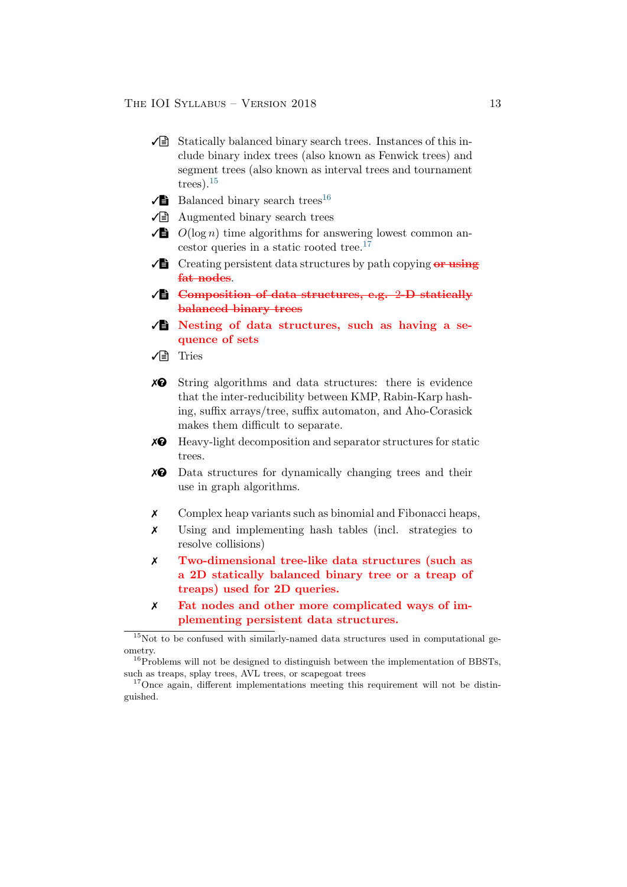- ✓📄 Statically balanced binary search trees. Instances of this include binary index trees (also known as Fenwick trees) and segment trees (also known as interval trees and tournament trees).[15]
- ✓📄 Balanced binary search trees[16]
- ✓📄 Augmented binary search trees
- ✓📄 $O(\log n)$ time algorithms for answering lowest common ancestor queries in a static rooted tree.[17]
- ✓📄 Creating persistent data structures by path copying ~~or using fat nodes~~.
- ✓📄 ~~**Composition of data structures, e.g. 2-D statically balanced binary trees**~~
- ✓📄 **Nesting of data structures, such as having a sequence of sets**
- ✓📄 Tries

- ✗❓ String algorithms and data structures: there is evidence that the inter-reducibility between KMP, Rabin-Karp hashing, suffix arrays/tree, suffix automaton, and Aho-Corasick makes them difficult to separate.
- ✗❓ Heavy-light decomposition and separator structures for static trees.
- ✗❓ Data structures for dynamically changing trees and their use in graph algorithms.

- ✗ Complex heap variants such as binomial and Fibonacci heaps,
- ✗ Using and implementing hash tables (incl. strategies to resolve collisions)
- ✗ **Two-dimensional tree-like data structures (such as a 2D statically balanced binary tree or a treap of treaps) used for 2D queries.**
- ✗ **Fat nodes and other more complicated ways of implementing persistent data structures.**

---

[15] Not to be confused with similarly-named data structures used in computational geometry.

[16] Problems will not be designed to distinguish between the implementation of BBSTs, such as treaps, splay trees, AVL trees, or scapegoat trees

[17] Once again, different implementations meeting this requirement will not be distinguished.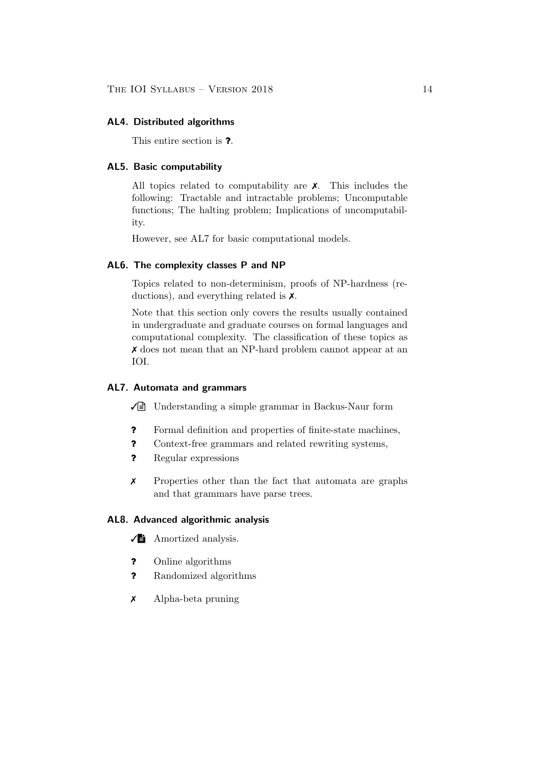### AL4. Distributed algorithms

This entire section is **?**.

### AL5. Basic computability

All topics related to computability are ✗. This includes the following: Tractable and intractable problems; Uncomputable functions; The halting problem; Implications of uncomputability.

However, see AL7 for basic computational models.

### AL6. The complexity classes P and NP

Topics related to non-determinism, proofs of NP-hardness (reductions), and everything related is ✗.

Note that this section only covers the results usually contained in undergraduate and graduate courses on formal languages and computational complexity. The classification of these topics as ✗ does not mean that an NP-hard problem cannot appear at an IOI.

### AL7. Automata and grammars

- ✓🗎 Understanding a simple grammar in Backus-Naur form

- **?** Formal definition and properties of finite-state machines,
- **?** Context-free grammars and related rewriting systems,
- **?** Regular expressions

- ✗ Properties other than the fact that automata are graphs and that grammars have parse trees.

### AL8. Advanced algorithmic analysis

- ✓🗎 Amortized analysis.

- **?** Online algorithms
- **?** Randomized algorithms

- ✗ Alpha-beta pruning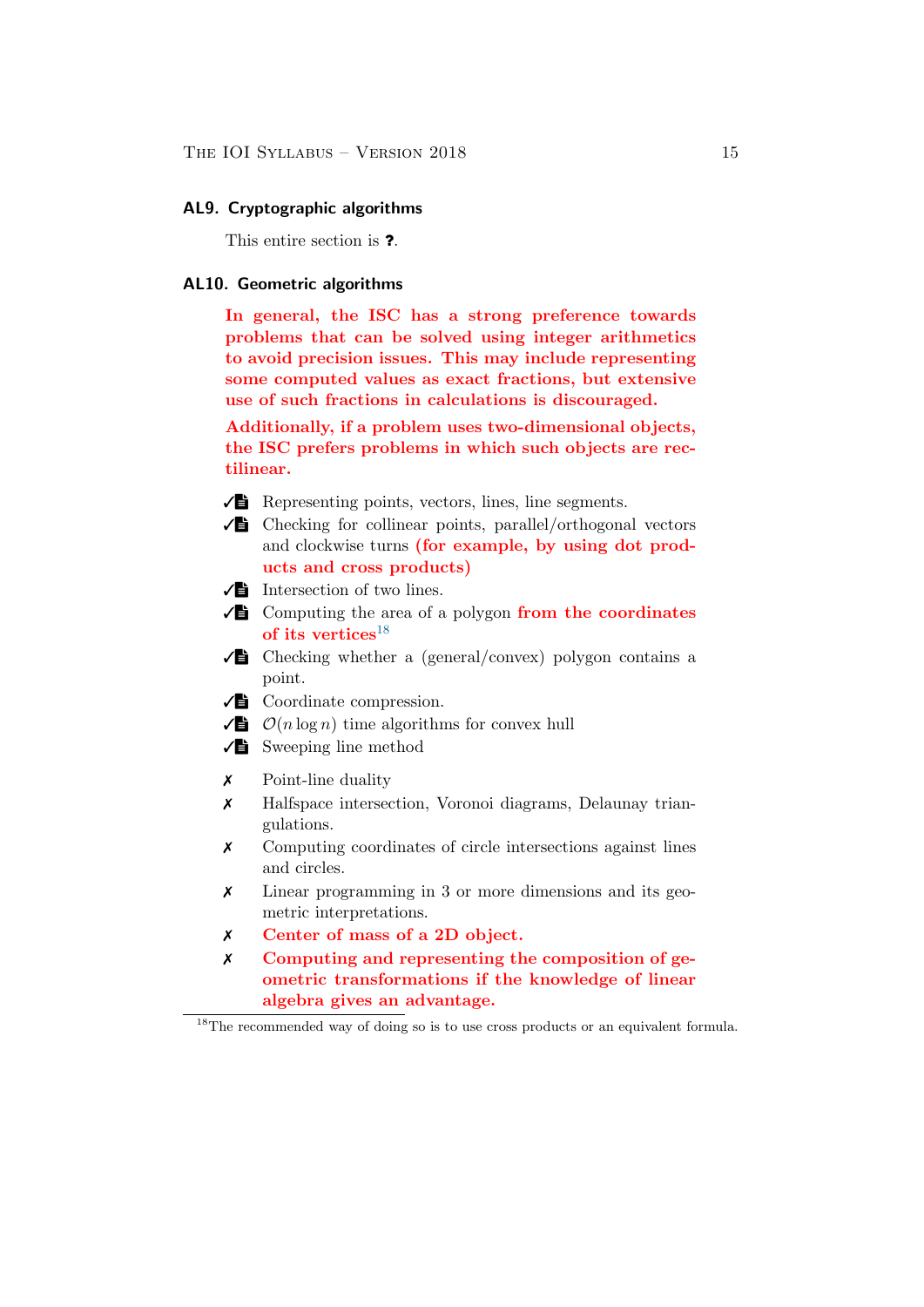### AL9. Cryptographic algorithms

This entire section is **?**.

### AL10. Geometric algorithms

**In general, the ISC has a strong preference towards problems that can be solved using integer arithmetics to avoid precision issues. This may include representing some computed values as exact fractions, but extensive use of such fractions in calculations is discouraged.**

**Additionally, if a problem uses two-dimensional objects, the ISC prefers problems in which such objects are rectilinear.**

- ✓🗎 Representing points, vectors, lines, line segments.
- ✓🗎 Checking for collinear points, parallel/orthogonal vectors and clockwise turns **(for example, by using dot products and cross products)**
- ✓🗎 Intersection of two lines.
- ✓🗎 Computing the area of a polygon **from the coordinates of its vertices**[18]
- ✓🗎 Checking whether a (general/convex) polygon contains a point.
- ✓🗎 Coordinate compression.
- ✓🗎 $\mathcal{O}(n \log n)$ time algorithms for convex hull
- ✓🗎 Sweeping line method

- ✗ Point-line duality
- ✗ Halfspace intersection, Voronoi diagrams, Delaunay triangulations.
- ✗ Computing coordinates of circle intersections against lines and circles.
- ✗ Linear programming in 3 or more dimensions and its geometric interpretations.
- ✗ **Center of mass of a 2D object.**
- ✗ **Computing and representing the composition of geometric transformations if the knowledge of linear algebra gives an advantage.**

---

[18] The recommended way of doing so is to use cross products or an equivalent formula.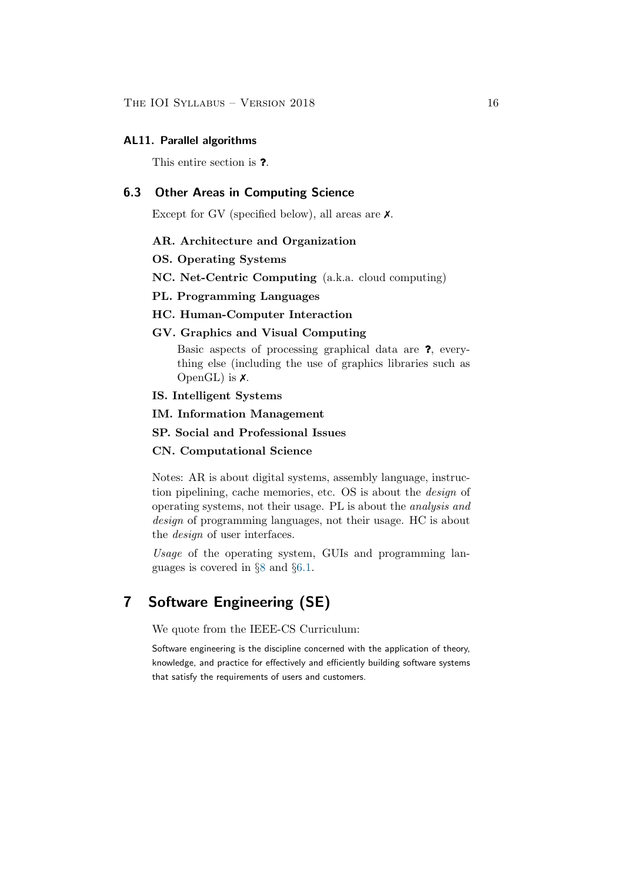#### AL11. Parallel algorithms

This entire section is **?**.

### 6.3 Other Areas in Computing Science

Except for GV (specified below), all areas are ✗.

**AR. Architecture and Organization**

**OS. Operating Systems**

**NC. Net-Centric Computing** (a.k.a. cloud computing)

**PL. Programming Languages**

**HC. Human-Computer Interaction**

**GV. Graphics and Visual Computing**

Basic aspects of processing graphical data are **?**, everything else (including the use of graphics libraries such as OpenGL) is ✗.

**IS. Intelligent Systems**

**IM. Information Management**

**SP. Social and Professional Issues**

**CN. Computational Science**

Notes: AR is about digital systems, assembly language, instruction pipelining, cache memories, etc. OS is about the *design* of operating systems, not their usage. PL is about the *analysis and design* of programming languages, not their usage. HC is about the *design* of user interfaces.

*Usage* of the operating system, GUIs and programming languages is covered in §8 and §6.1.

## 7 Software Engineering (SE)

We quote from the IEEE-CS Curriculum:

Software engineering is the discipline concerned with the application of theory, knowledge, and practice for effectively and efficiently building software systems that satisfy the requirements of users and customers.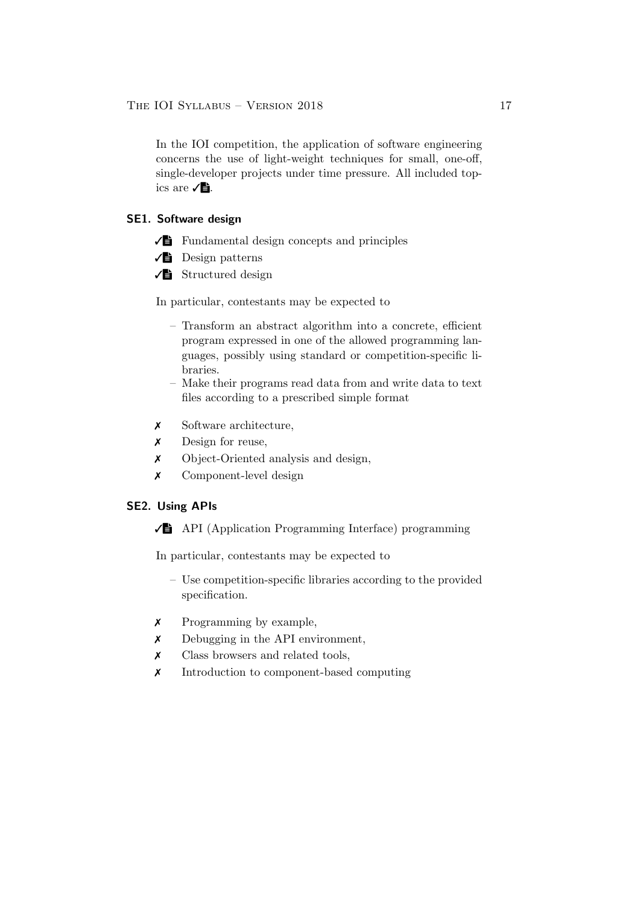In the IOI competition, the application of software engineering concerns the use of light-weight techniques for small, one-off, single-developer projects under time pressure. All included topics are ✓📄.

### SE1. Software design

- ✓📄 Fundamental design concepts and principles
- ✓📄 Design patterns
- ✓📄 Structured design

In particular, contestants may be expected to

- Transform an abstract algorithm into a concrete, efficient program expressed in one of the allowed programming languages, possibly using standard or competition-specific libraries.
- Make their programs read data from and write data to text files according to a prescribed simple format

- ✗ Software architecture,
- ✗ Design for reuse,
- ✗ Object-Oriented analysis and design,
- ✗ Component-level design

### SE2. Using APIs

- ✓📄 API (Application Programming Interface) programming

In particular, contestants may be expected to

- Use competition-specific libraries according to the provided specification.

- ✗ Programming by example,
- ✗ Debugging in the API environment,
- ✗ Class browsers and related tools,
- ✗ Introduction to component-based computing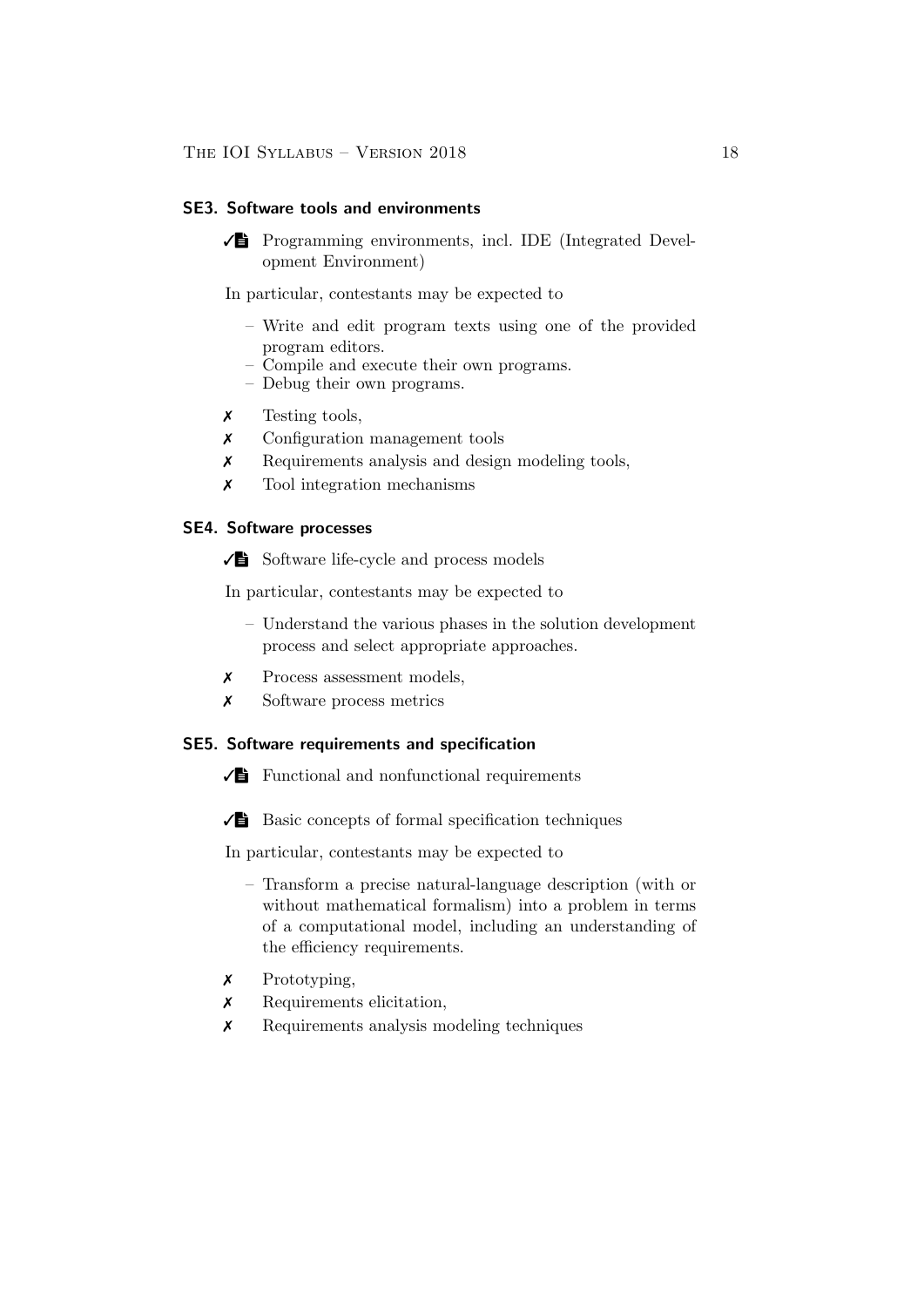### SE3. Software tools and environments

✓📄 Programming environments, incl. IDE (Integrated Development Environment)

In particular, contestants may be expected to

- Write and edit program texts using one of the provided program editors.
- Compile and execute their own programs.
- Debug their own programs.

✗ Testing tools,

✗ Configuration management tools

✗ Requirements analysis and design modeling tools,

✗ Tool integration mechanisms

### SE4. Software processes

✓📄 Software life-cycle and process models

In particular, contestants may be expected to

- Understand the various phases in the solution development process and select appropriate approaches.

✗ Process assessment models,

✗ Software process metrics

### SE5. Software requirements and specification

✓📄 Functional and nonfunctional requirements

✓📄 Basic concepts of formal specification techniques

In particular, contestants may be expected to

- Transform a precise natural-language description (with or without mathematical formalism) into a problem in terms of a computational model, including an understanding of the efficiency requirements.

✗ Prototyping,

✗ Requirements elicitation,

✗ Requirements analysis modeling techniques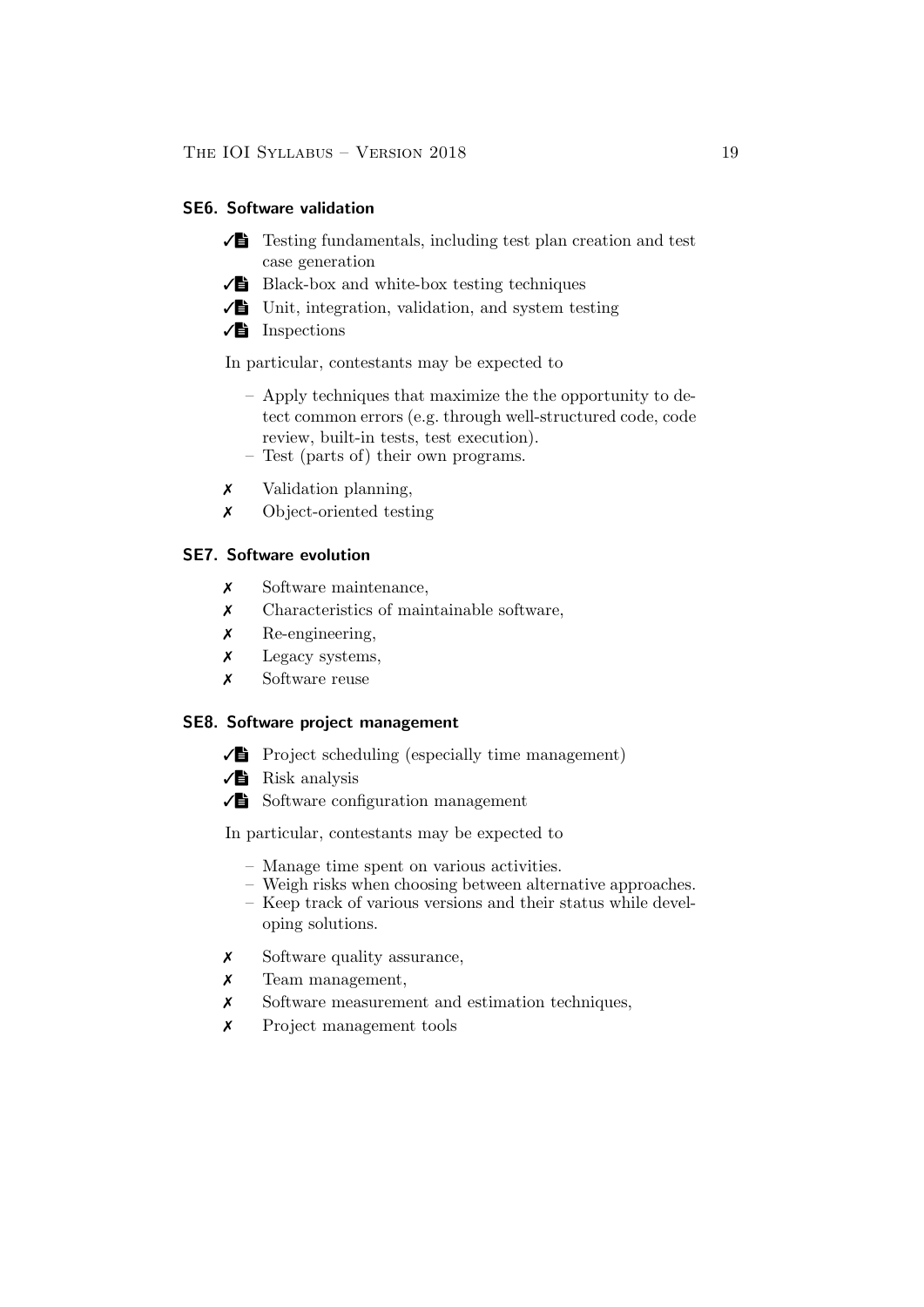### SE6. Software validation

- ✓📄 Testing fundamentals, including test plan creation and test case generation
- ✓📄 Black-box and white-box testing techniques
- ✓📄 Unit, integration, validation, and system testing
- ✓📄 Inspections

In particular, contestants may be expected to

- Apply techniques that maximize the the opportunity to detect common errors (e.g. through well-structured code, code review, built-in tests, test execution).
- Test (parts of) their own programs.

- ✗ Validation planning,
- ✗ Object-oriented testing

### SE7. Software evolution

- ✗ Software maintenance,
- ✗ Characteristics of maintainable software,
- ✗ Re-engineering,
- ✗ Legacy systems,
- ✗ Software reuse

### SE8. Software project management

- ✓📄 Project scheduling (especially time management)
- ✓📄 Risk analysis
- ✓📄 Software configuration management

In particular, contestants may be expected to

- Manage time spent on various activities.
- Weigh risks when choosing between alternative approaches.
- Keep track of various versions and their status while developing solutions.

- ✗ Software quality assurance,
- ✗ Team management,
- ✗ Software measurement and estimation techniques,
- ✗ Project management tools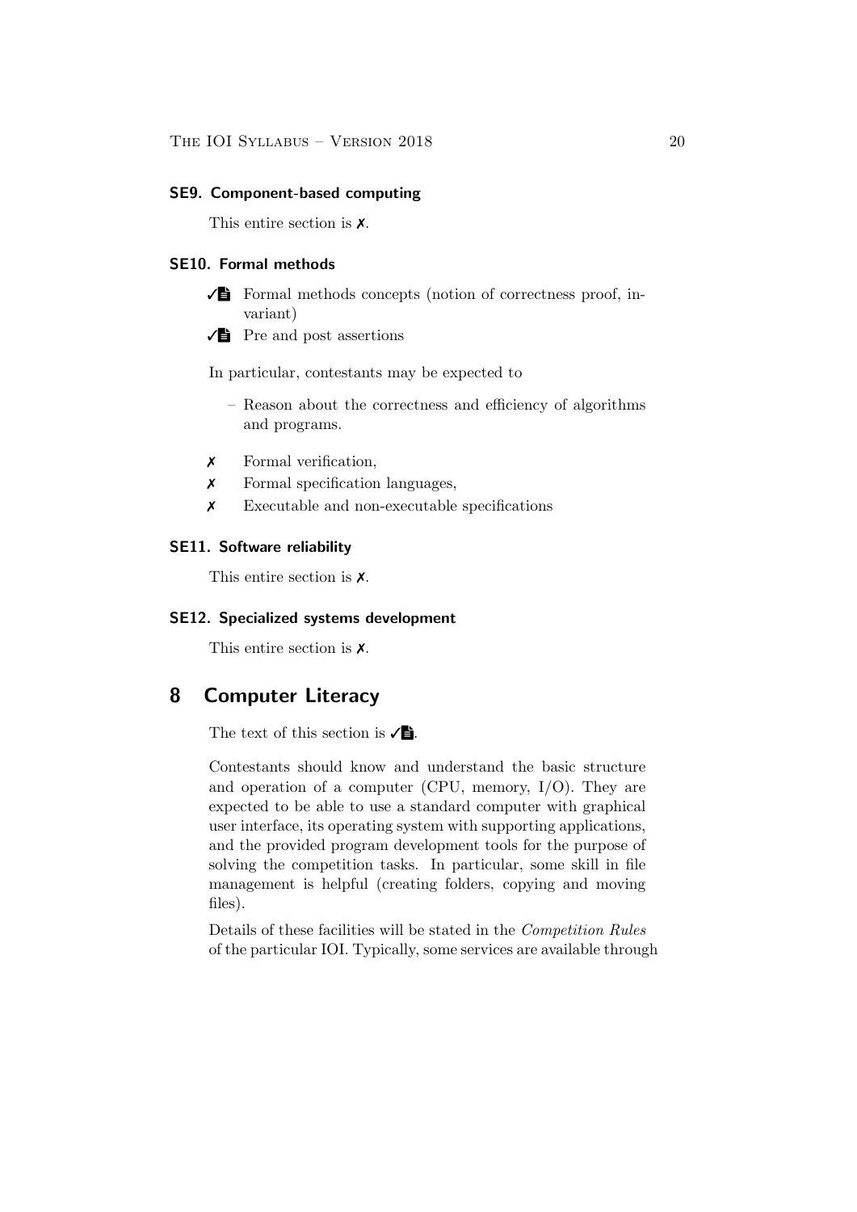#### SE9. Component-based computing

This entire section is ✗.

#### SE10. Formal methods

- ✓📄 Formal methods concepts (notion of correctness proof, invariant)
- ✓📄 Pre and post assertions

In particular, contestants may be expected to

- Reason about the correctness and efficiency of algorithms and programs.

- ✗ Formal verification,
- ✗ Formal specification languages,
- ✗ Executable and non-executable specifications

#### SE11. Software reliability

This entire section is ✗.

#### SE12. Specialized systems development

This entire section is ✗.

## 8 Computer Literacy

The text of this section is ✓📄.

Contestants should know and understand the basic structure and operation of a computer (CPU, memory, I/O). They are expected to be able to use a standard computer with graphical user interface, its operating system with supporting applications, and the provided program development tools for the purpose of solving the competition tasks. In particular, some skill in file management is helpful (creating folders, copying and moving files).

Details of these facilities will be stated in the *Competition Rules* of the particular IOI. Typically, some services are available through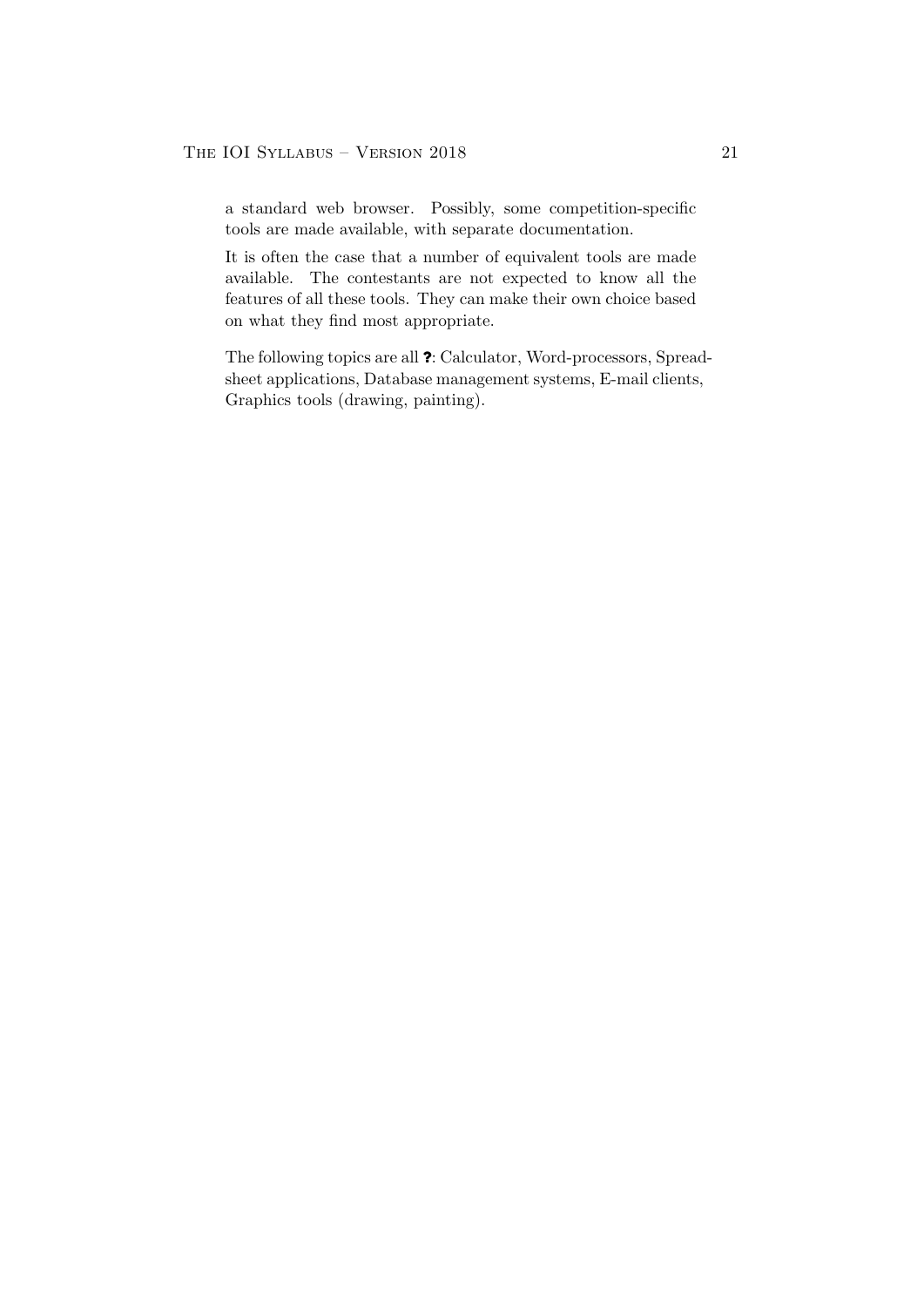a standard web browser. Possibly, some competition-specific tools are made available, with separate documentation.

It is often the case that a number of equivalent tools are made available. The contestants are not expected to know all the features of all these tools. They can make their own choice based on what they find most appropriate.

The following topics are all **?**: Calculator, Word-processors, Spreadsheet applications, Database management systems, E-mail clients, Graphics tools (drawing, painting).